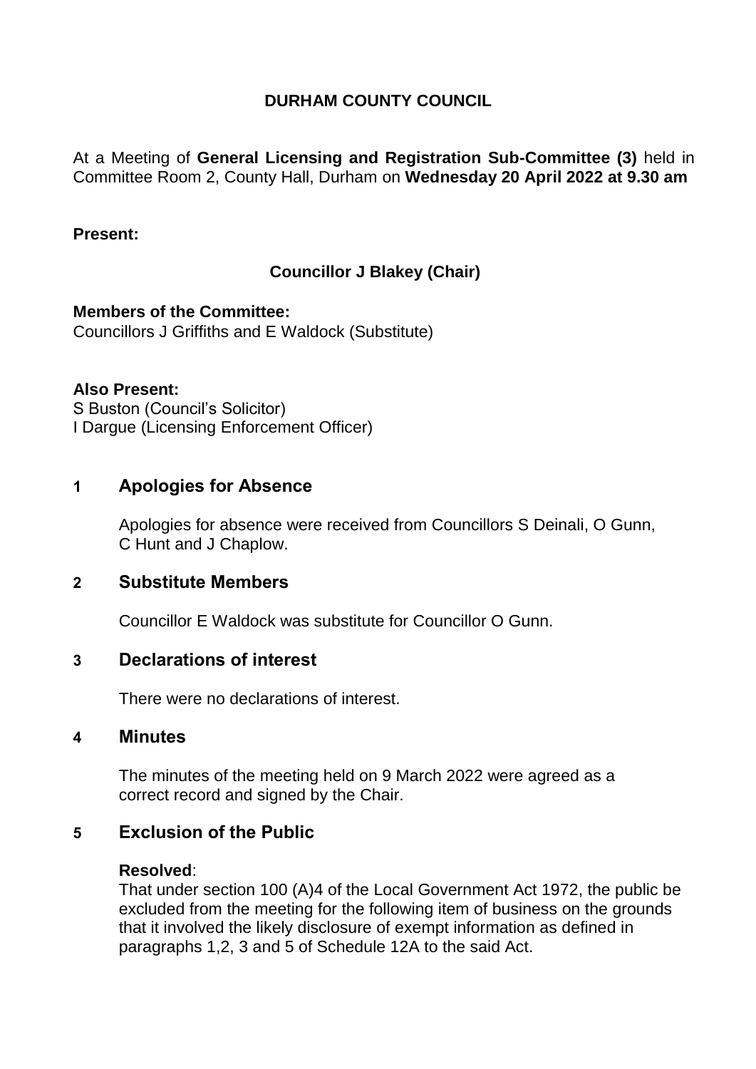# DURHAM COUNTY COUNCIL

At a Meeting of **General Licensing and Registration Sub-Committee (3)** held in Committee Room 2, County Hall, Durham on **Wednesday 20 April 2022 at 9.30 am**

**Present:**

**Councillor J Blakey (Chair)**

**Members of the Committee:**
Councillors J Griffiths and E Waldock (Substitute)

**Also Present:**
S Buston (Council's Solicitor)
I Dargue (Licensing Enforcement Officer)

## 1 Apologies for Absence

Apologies for absence were received from Councillors S Deinali, O Gunn, C Hunt and J Chaplow.

## 2 Substitute Members

Councillor E Waldock was substitute for Councillor O Gunn.

## 3 Declarations of interest

There were no declarations of interest.

## 4 Minutes

The minutes of the meeting held on 9 March 2022 were agreed as a correct record and signed by the Chair.

## 5 Exclusion of the Public

**Resolved**:
That under section 100 (A)4 of the Local Government Act 1972, the public be excluded from the meeting for the following item of business on the grounds that it involved the likely disclosure of exempt information as defined in paragraphs 1,2, 3 and 5 of Schedule 12A to the said Act.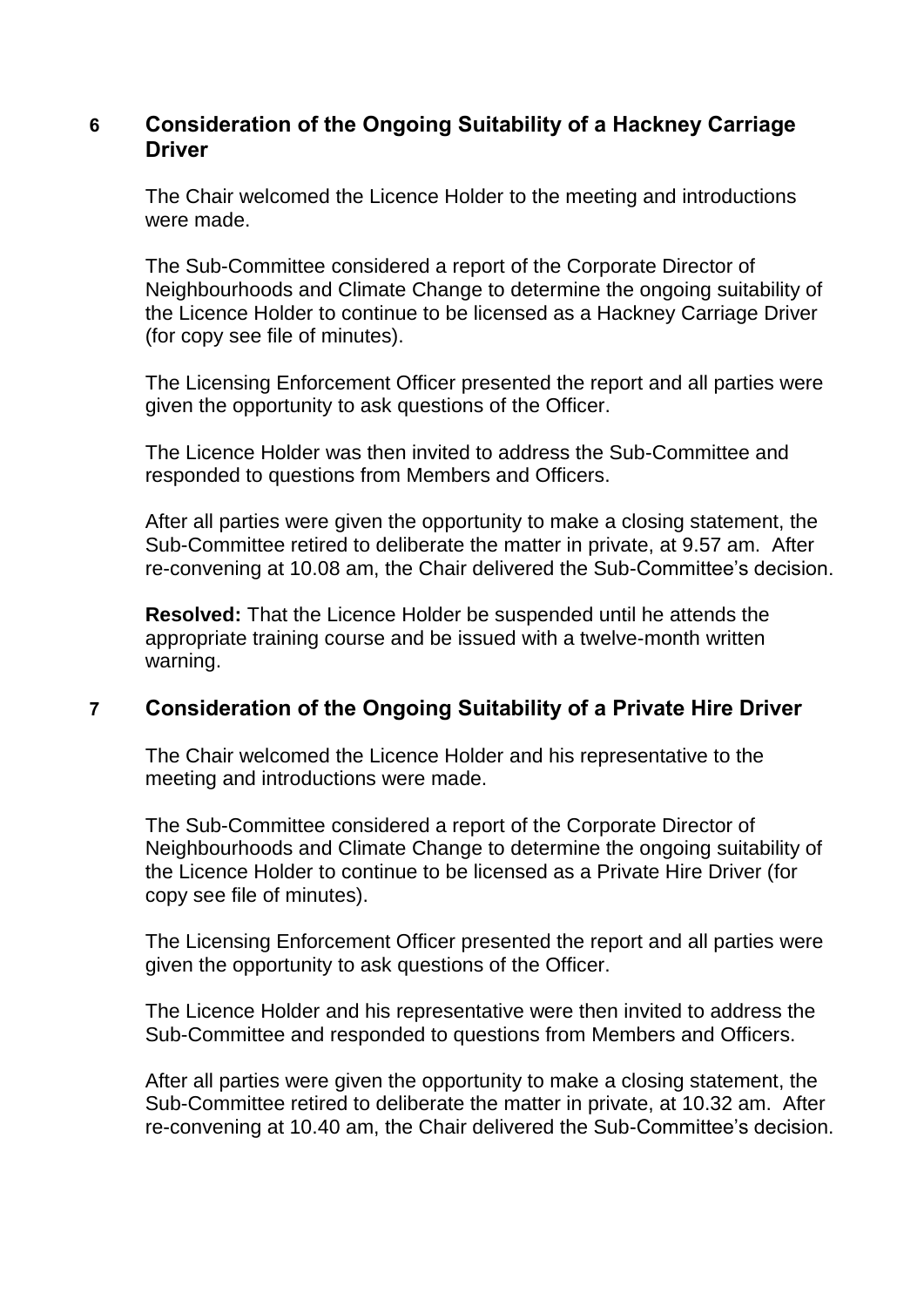## 6 Consideration of the Ongoing Suitability of a Hackney Carriage Driver

The Chair welcomed the Licence Holder to the meeting and introductions were made.

The Sub-Committee considered a report of the Corporate Director of Neighbourhoods and Climate Change to determine the ongoing suitability of the Licence Holder to continue to be licensed as a Hackney Carriage Driver (for copy see file of minutes).

The Licensing Enforcement Officer presented the report and all parties were given the opportunity to ask questions of the Officer.

The Licence Holder was then invited to address the Sub-Committee and responded to questions from Members and Officers.

After all parties were given the opportunity to make a closing statement, the Sub-Committee retired to deliberate the matter in private, at 9.57 am. After re-convening at 10.08 am, the Chair delivered the Sub-Committee's decision.

**Resolved:** That the Licence Holder be suspended until he attends the appropriate training course and be issued with a twelve-month written warning.

## 7 Consideration of the Ongoing Suitability of a Private Hire Driver

The Chair welcomed the Licence Holder and his representative to the meeting and introductions were made.

The Sub-Committee considered a report of the Corporate Director of Neighbourhoods and Climate Change to determine the ongoing suitability of the Licence Holder to continue to be licensed as a Private Hire Driver (for copy see file of minutes).

The Licensing Enforcement Officer presented the report and all parties were given the opportunity to ask questions of the Officer.

The Licence Holder and his representative were then invited to address the Sub-Committee and responded to questions from Members and Officers.

After all parties were given the opportunity to make a closing statement, the Sub-Committee retired to deliberate the matter in private, at 10.32 am. After re-convening at 10.40 am, the Chair delivered the Sub-Committee's decision.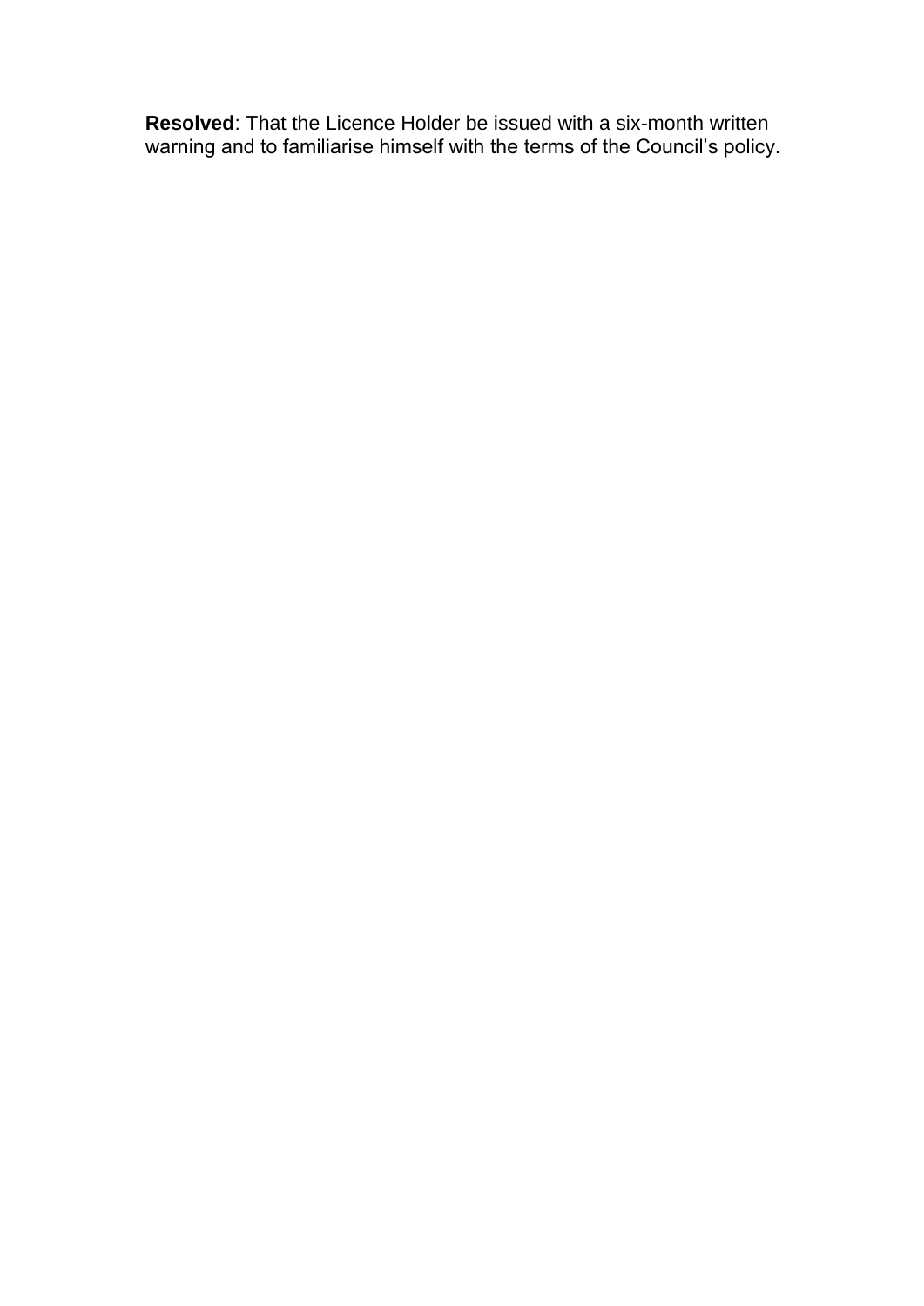**Resolved**: That the Licence Holder be issued with a six-month written warning and to familiarise himself with the terms of the Council's policy.